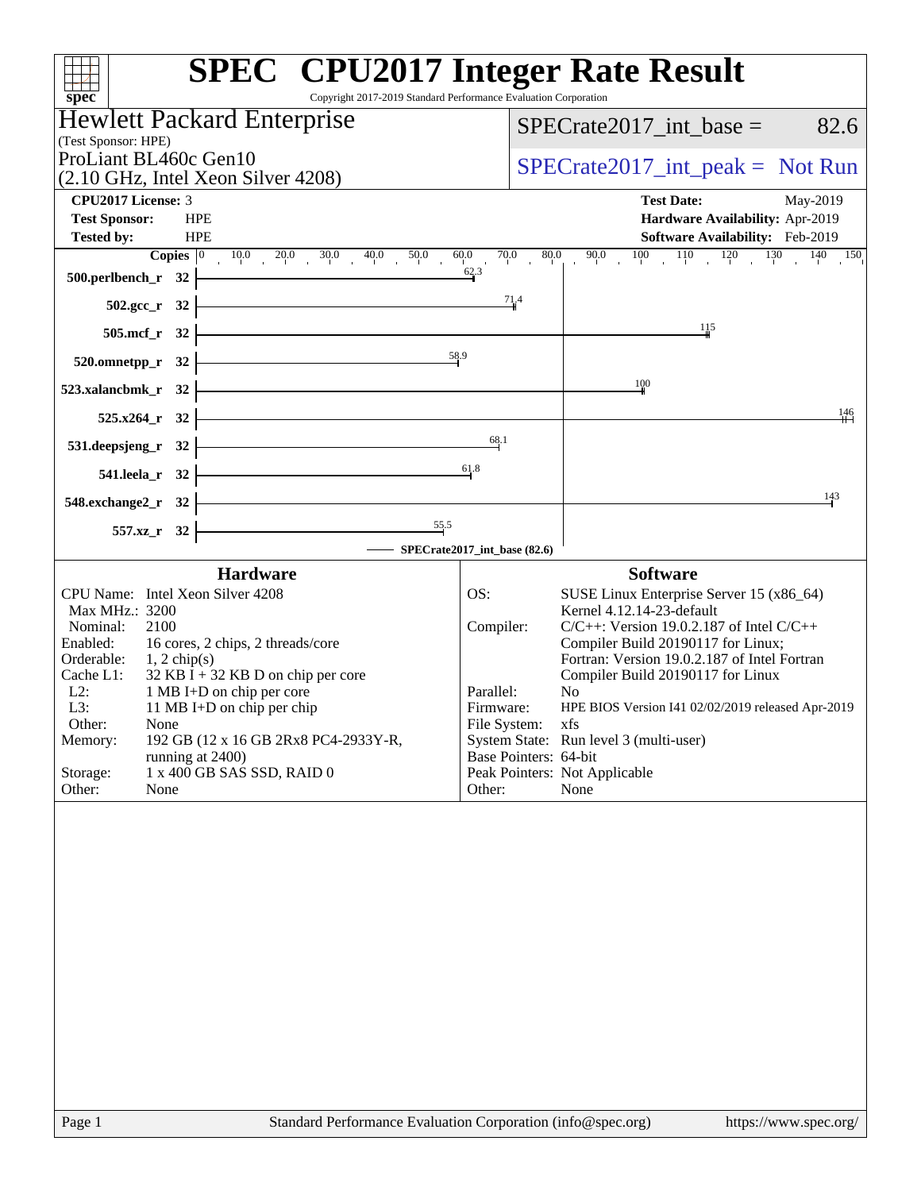# SPEC CPU2017 Integer Rate Result

Copyright 2017-2019 Standard Performance Evaluation Corporation

## Hewlett Packard Enterprise

(Test Sponsor: HPE)

ProLiant BL460c Gen10
(2.10 GHz, Intel Xeon Silver 4208)

SPECrate2017_int_base = 82.6

SPECrate2017_int_peak = Not Run

| | | | |
|---|---|---|---|
| **CPU2017 License:** | 3 | **Test Date:** | May-2019 |
| **Test Sponsor:** | HPE | **Hardware Availability:** | Apr-2019 |
| **Tested by:** | HPE | **Software Availability:** | Feb-2019 |

| Benchmark | Copies | SPECrate2017_int_base |
|---|---|---|
| 500.perlbench_r | 32 | 62.3 |
| 502.gcc_r | 32 | 71.4 |
| 505.mcf_r | 32 | 115 |
| 520.omnetpp_r | 32 | 58.9 |
| 523.xalancbmk_r | 32 | 100 |
| 525.x264_r | 32 | 146 |
| 531.deepsjeng_r | 32 | 68.1 |
| 541.leela_r | 32 | 61.8 |
| 548.exchange2_r | 32 | 143 |
| 557.xz_r | 32 | 55.5 |

SPECrate2017_int_base (82.6)

### Hardware

| | |
|---|---|
| CPU Name: | Intel Xeon Silver 4208 |
| Max MHz.: | 3200 |
| Nominal: | 2100 |
| Enabled: | 16 cores, 2 chips, 2 threads/core |
| Orderable: | 1, 2 chip(s) |
| Cache L1: | 32 KB I + 32 KB D on chip per core |
| L2: | 1 MB I+D on chip per core |
| L3: | 11 MB I+D on chip per chip |
| Other: | None |
| Memory: | 192 GB (12 x 16 GB 2Rx8 PC4-2933Y-R, running at 2400) |
| Storage: | 1 x 400 GB SAS SSD, RAID 0 |
| Other: | None |

### Software

| | |
|---|---|
| OS: | SUSE Linux Enterprise Server 15 (x86_64) Kernel 4.12.14-23-default |
| Compiler: | C/C++: Version 19.0.2.187 of Intel C/C++ Compiler Build 20190117 for Linux; Fortran: Version 19.0.2.187 of Intel Fortran Compiler Build 20190117 for Linux |
| Parallel: | No |
| Firmware: | HPE BIOS Version I41 02/02/2019 released Apr-2019 |
| File System: | xfs |
| System State: | Run level 3 (multi-user) |
| Base Pointers: | 64-bit |
| Peak Pointers: | Not Applicable |
| Other: | None |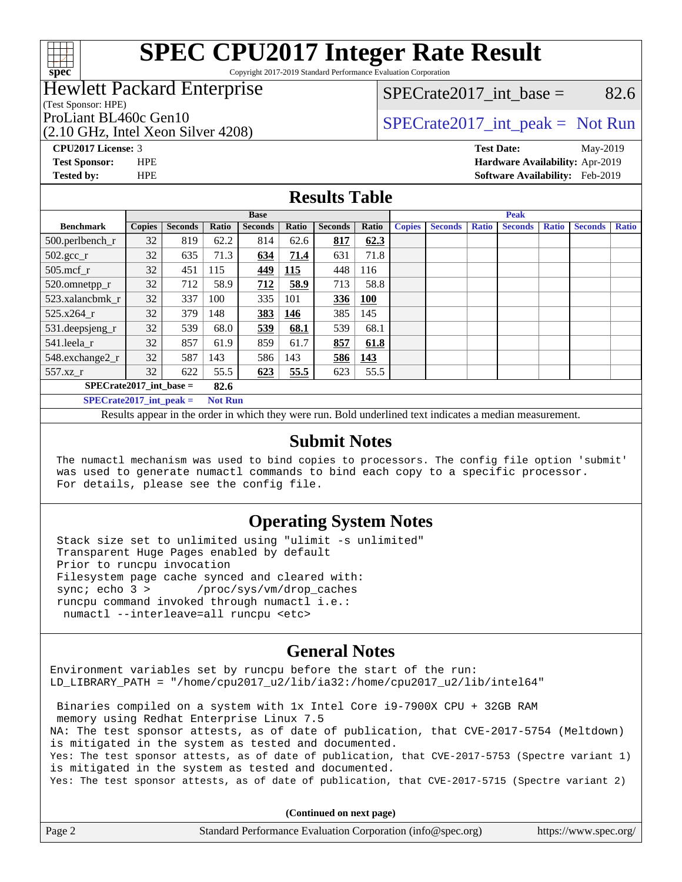# SPEC CPU2017 Integer Rate Result

Copyright 2017-2019 Standard Performance Evaluation Corporation

## Hewlett Packard Enterprise
(Test Sponsor: HPE)

ProLiant BL460c Gen10
(2.10 GHz, Intel Xeon Silver 4208)

SPECrate2017_int_base = 82.6

SPECrate2017_int_peak = Not Run

**CPU2017 License:** 3
**Test Sponsor:** HPE
**Tested by:** HPE

**Test Date:** May-2019
**Hardware Availability:** Apr-2019
**Software Availability:** Feb-2019

## Results Table

| | Base | | | | | | | Peak | | | | | | |
|---|---|---|---|---|---|---|---|---|---|---|---|---|---|---|
| **Benchmark** | **Copies** | **Seconds** | **Ratio** | **Seconds** | **Ratio** | **Seconds** | **Ratio** | **Copies** | **Seconds** | **Ratio** | **Seconds** | **Ratio** | **Seconds** | **Ratio** |
| 500.perlbench_r | 32 | 819 | 62.2 | 814 | 62.6 | **817** | **62.3** | | | | | | | |
| 502.gcc_r | 32 | 635 | 71.3 | **634** | **71.4** | 631 | 71.8 | | | | | | | |
| 505.mcf_r | 32 | 451 | 115 | **449** | **115** | 448 | 116 | | | | | | | |
| 520.omnetpp_r | 32 | 712 | 58.9 | **712** | **58.9** | 713 | 58.8 | | | | | | | |
| 523.xalancbmk_r | 32 | 337 | 100 | 335 | 101 | **336** | **100** | | | | | | | |
| 525.x264_r | 32 | 379 | 148 | **383** | **146** | 385 | 145 | | | | | | | |
| 531.deepsjeng_r | 32 | 539 | 68.0 | **539** | **68.1** | 539 | 68.1 | | | | | | | |
| 541.leela_r | 32 | 857 | 61.9 | 859 | 61.7 | **857** | **61.8** | | | | | | | |
| 548.exchange2_r | 32 | 587 | 143 | 586 | 143 | **586** | **143** | | | | | | | |
| 557.xz_r | 32 | 622 | 55.5 | **623** | **55.5** | 623 | 55.5 | | | | | | | |

**SPECrate2017_int_base = 82.6**

**SPECrate2017_int_peak = Not Run**

Results appear in the order in which they were run. Bold underlined text indicates a median measurement.

## Submit Notes

```
The numactl mechanism was used to bind copies to processors. The config file option 'submit'
was used to generate numactl commands to bind each copy to a specific processor.
For details, please see the config file.
```

## Operating System Notes

```
Stack size set to unlimited using "ulimit -s unlimited"
Transparent Huge Pages enabled by default
Prior to runcpu invocation
Filesystem page cache synced and cleared with:
sync; echo 3 >       /proc/sys/vm/drop_caches
runcpu command invoked through numactl i.e.:
 numactl --interleave=all runcpu <etc>
```

## General Notes

```
Environment variables set by runcpu before the start of the run:
LD_LIBRARY_PATH = "/home/cpu2017_u2/lib/ia32:/home/cpu2017_u2/lib/intel64"

 Binaries compiled on a system with 1x Intel Core i9-7900X CPU + 32GB RAM
 memory using Redhat Enterprise Linux 7.5
NA: The test sponsor attests, as of date of publication, that CVE-2017-5754 (Meltdown)
is mitigated in the system as tested and documented.
Yes: The test sponsor attests, as of date of publication, that CVE-2017-5753 (Spectre variant 1)
is mitigated in the system as tested and documented.
Yes: The test sponsor attests, as of date of publication, that CVE-2017-5715 (Spectre variant 2)
```

**(Continued on next page)**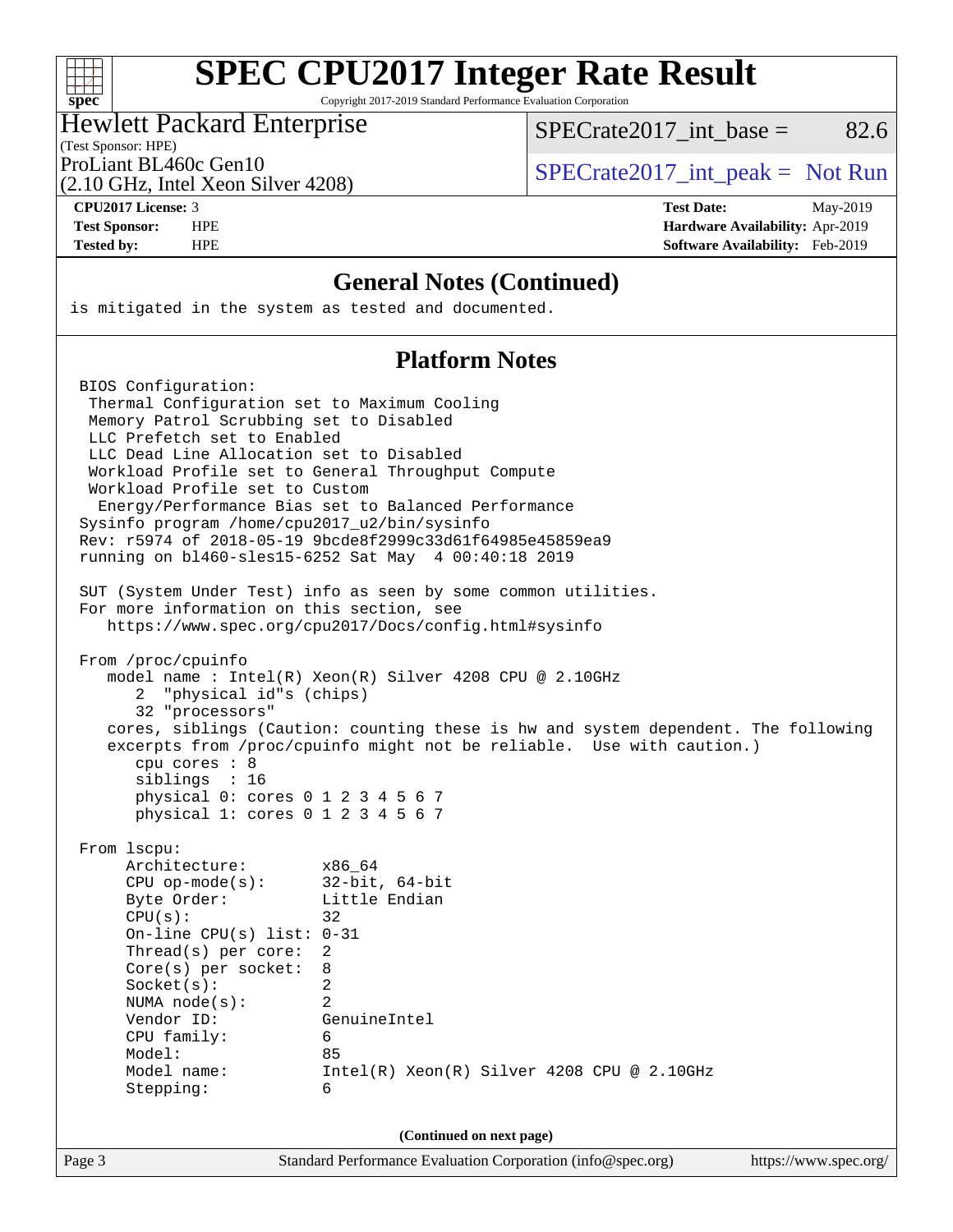# SPEC CPU2017 Integer Rate Result

Copyright 2017-2019 Standard Performance Evaluation Corporation

**Hewlett Packard Enterprise**
(Test Sponsor: HPE)
ProLiant BL460c Gen10
(2.10 GHz, Intel Xeon Silver 4208)

SPECrate2017_int_base = 82.6

SPECrate2017_int_peak = Not Run

**CPU2017 License:** 3
**Test Sponsor:** HPE
**Tested by:** HPE

**Test Date:** May-2019
**Hardware Availability:** Apr-2019
**Software Availability:** Feb-2019

## General Notes (Continued)

```
is mitigated in the system as tested and documented.
```

## Platform Notes

```
BIOS Configuration:
 Thermal Configuration set to Maximum Cooling
 Memory Patrol Scrubbing set to Disabled
 LLC Prefetch set to Enabled
 LLC Dead Line Allocation set to Disabled
 Workload Profile set to General Throughput Compute
 Workload Profile set to Custom
  Energy/Performance Bias set to Balanced Performance
Sysinfo program /home/cpu2017_u2/bin/sysinfo
Rev: r5974 of 2018-05-19 9bcde8f2999c33d61f64985e45859ea9
running on bl460-sles15-6252 Sat May  4 00:40:18 2019

SUT (System Under Test) info as seen by some common utilities.
For more information on this section, see
   https://www.spec.org/cpu2017/Docs/config.html#sysinfo

From /proc/cpuinfo
   model name : Intel(R) Xeon(R) Silver 4208 CPU @ 2.10GHz
      2  "physical id"s (chips)
      32 "processors"
   cores, siblings (Caution: counting these is hw and system dependent. The following
   excerpts from /proc/cpuinfo might not be reliable.  Use with caution.)
      cpu cores : 8
      siblings  : 16
      physical 0: cores 0 1 2 3 4 5 6 7
      physical 1: cores 0 1 2 3 4 5 6 7

From lscpu:
     Architecture:        x86_64
     CPU op-mode(s):      32-bit, 64-bit
     Byte Order:          Little Endian
     CPU(s):              32
     On-line CPU(s) list: 0-31
     Thread(s) per core:  2
     Core(s) per socket:  8
     Socket(s):           2
     NUMA node(s):        2
     Vendor ID:           GenuineIntel
     CPU family:          6
     Model:               85
     Model name:          Intel(R) Xeon(R) Silver 4208 CPU @ 2.10GHz
     Stepping:            6
```

(Continued on next page)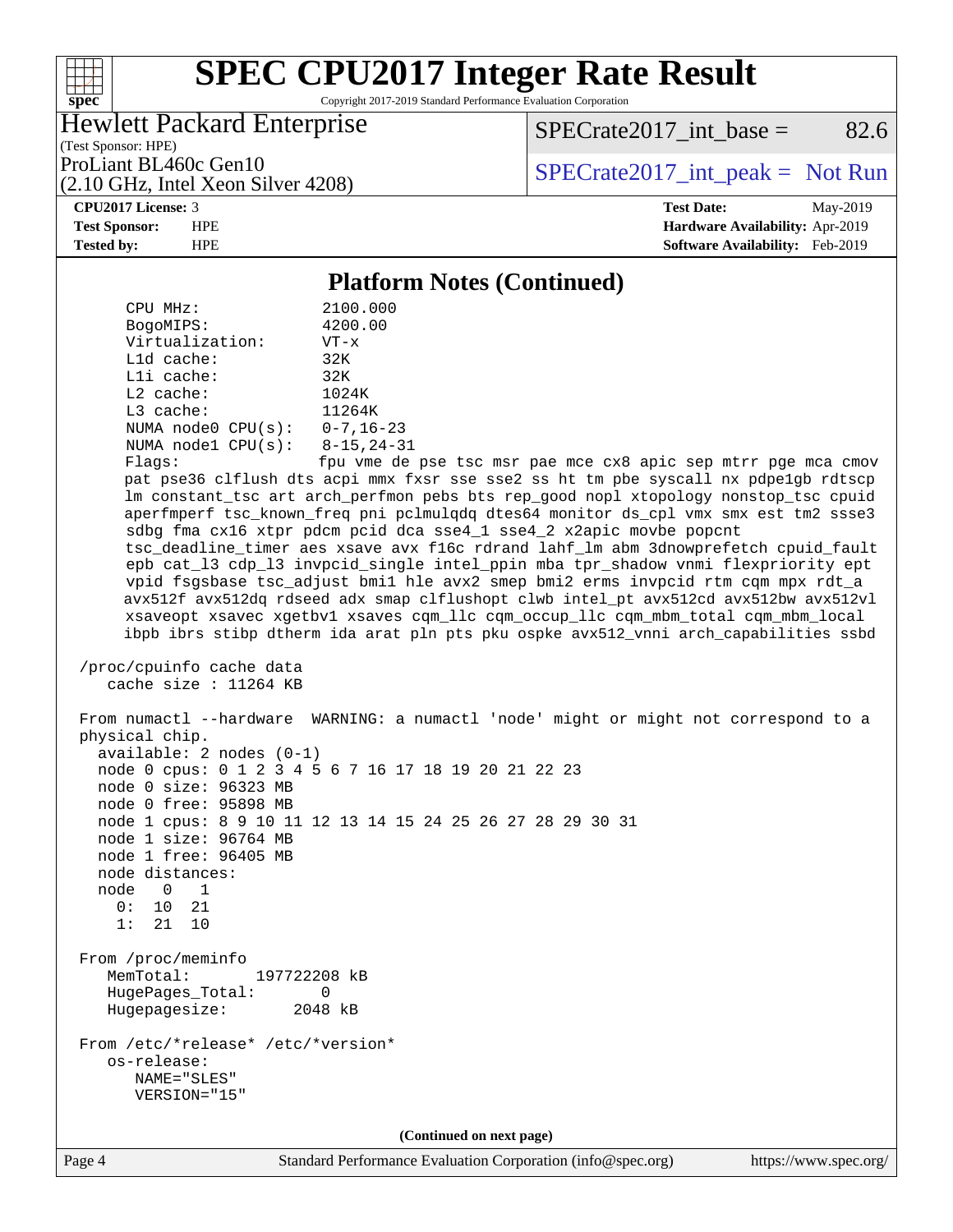## Platform Notes (Continued)

```
     CPU MHz:               2100.000
     BogoMIPS:              4200.00
     Virtualization:        VT-x
     L1d cache:             32K
     L1i cache:             32K
     L2 cache:              1024K
     L3 cache:              11264K
     NUMA node0 CPU(s):     0-7,16-23
     NUMA node1 CPU(s):     8-15,24-31
     Flags:                 fpu vme de pse tsc msr pae mce cx8 apic sep mtrr pge mca cmov
     pat pse36 clflush dts acpi mmx fxsr sse sse2 ss ht tm pbe syscall nx pdpe1gb rdtscp
     lm constant_tsc art arch_perfmon pebs bts rep_good nopl xtopology nonstop_tsc cpuid
     aperfmperf tsc_known_freq pni pclmulqdq dtes64 monitor ds_cpl vmx smx est tm2 ssse3
     sdbg fma cx16 xtpr pdcm pcid dca sse4_1 sse4_2 x2apic movbe popcnt
     tsc_deadline_timer aes xsave avx f16c rdrand lahf_lm abm 3dnowprefetch cpuid_fault
     epb cat_l3 cdp_l3 invpcid_single intel_ppin mba tpr_shadow vnmi flexpriority ept
     vpid fsgsbase tsc_adjust bmi1 hle avx2 smep bmi2 erms invpcid rtm cqm mpx rdt_a
     avx512f avx512dq rdseed adx smap clflushopt clwb intel_pt avx512cd avx512bw avx512vl
     xsaveopt xsavec xgetbv1 xsaves cqm_llc cqm_occup_llc cqm_mbm_total cqm_mbm_local
     ibpb ibrs stibp dtherm ida arat pln pts pku ospke avx512_vnni arch_capabilities ssbd

 /proc/cpuinfo cache data
    cache size : 11264 KB

 From numactl --hardware  WARNING: a numactl 'node' might or might not correspond to a
 physical chip.
   available: 2 nodes (0-1)
   node 0 cpus: 0 1 2 3 4 5 6 7 16 17 18 19 20 21 22 23
   node 0 size: 96323 MB
   node 0 free: 95898 MB
   node 1 cpus: 8 9 10 11 12 13 14 15 24 25 26 27 28 29 30 31
   node 1 size: 96764 MB
   node 1 free: 96405 MB
   node distances:
   node   0   1
     0:  10  21
     1:  21  10

 From /proc/meminfo
    MemTotal:       197722208 kB
    HugePages_Total:       0
    Hugepagesize:       2048 kB

 From /etc/*release* /etc/*version*
    os-release:
       NAME="SLES"
       VERSION="15"
```

(Continued on next page)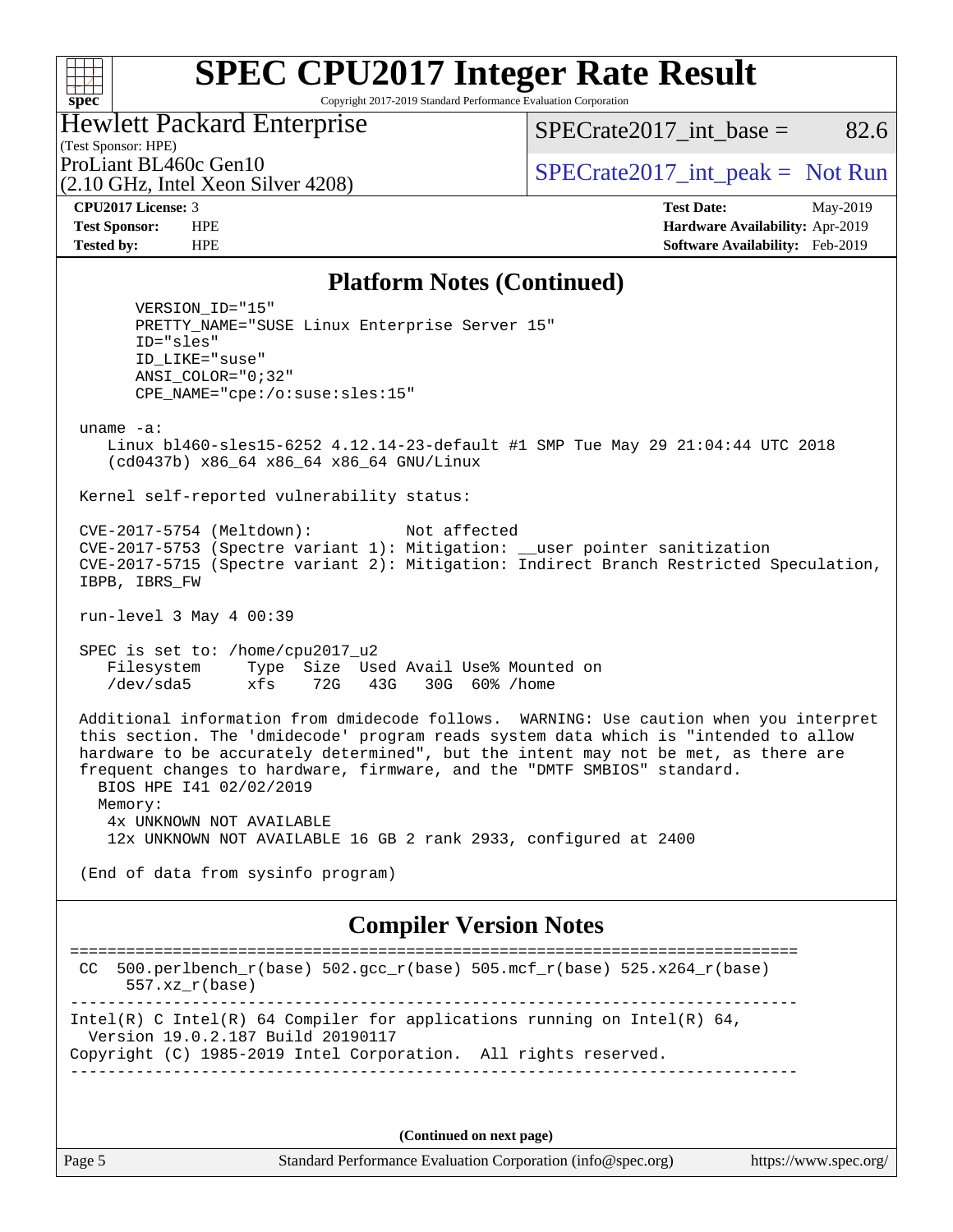# SPEC CPU2017 Integer Rate Result

Copyright 2017-2019 Standard Performance Evaluation Corporation

**Hewlett Packard Enterprise**
(Test Sponsor: HPE)
ProLiant BL460c Gen10
(2.10 GHz, Intel Xeon Silver 4208)

SPECrate2017_int_base = 82.6
SPECrate2017_int_peak = Not Run

**CPU2017 License:** 3
**Test Sponsor:** HPE
**Tested by:** HPE

**Test Date:** May-2019
**Hardware Availability:** Apr-2019
**Software Availability:** Feb-2019

## Platform Notes (Continued)

```
      VERSION_ID="15"
      PRETTY_NAME="SUSE Linux Enterprise Server 15"
      ID="sles"
      ID_LIKE="suse"
      ANSI_COLOR="0;32"
      CPE_NAME="cpe:/o:suse:sles:15"

 uname -a:
    Linux bl460-sles15-6252 4.12.14-23-default #1 SMP Tue May 29 21:04:44 UTC 2018
    (cd0437b) x86_64 x86_64 x86_64 GNU/Linux

 Kernel self-reported vulnerability status:

 CVE-2017-5754 (Meltdown):          Not affected
 CVE-2017-5753 (Spectre variant 1): Mitigation: __user pointer sanitization
 CVE-2017-5715 (Spectre variant 2): Mitigation: Indirect Branch Restricted Speculation,
 IBPB, IBRS_FW

 run-level 3 May 4 00:39

 SPEC is set to: /home/cpu2017_u2
    Filesystem     Type  Size  Used Avail Use% Mounted on
    /dev/sda5      xfs    72G   43G   30G  60% /home

 Additional information from dmidecode follows.  WARNING: Use caution when you interpret
 this section. The 'dmidecode' program reads system data which is "intended to allow
 hardware to be accurately determined", but the intent may not be met, as there are
 frequent changes to hardware, firmware, and the "DMTF SMBIOS" standard.
   BIOS HPE I41 02/02/2019
   Memory:
    4x UNKNOWN NOT AVAILABLE
    12x UNKNOWN NOT AVAILABLE 16 GB 2 rank 2933, configured at 2400

 (End of data from sysinfo program)
```

## Compiler Version Notes

```
==============================================================================
 CC  500.perlbench_r(base) 502.gcc_r(base) 505.mcf_r(base) 525.x264_r(base)
      557.xz_r(base)
------------------------------------------------------------------------------
Intel(R) C Intel(R) 64 Compiler for applications running on Intel(R) 64,
  Version 19.0.2.187 Build 20190117
Copyright (C) 1985-2019 Intel Corporation.  All rights reserved.
------------------------------------------------------------------------------
```

(Continued on next page)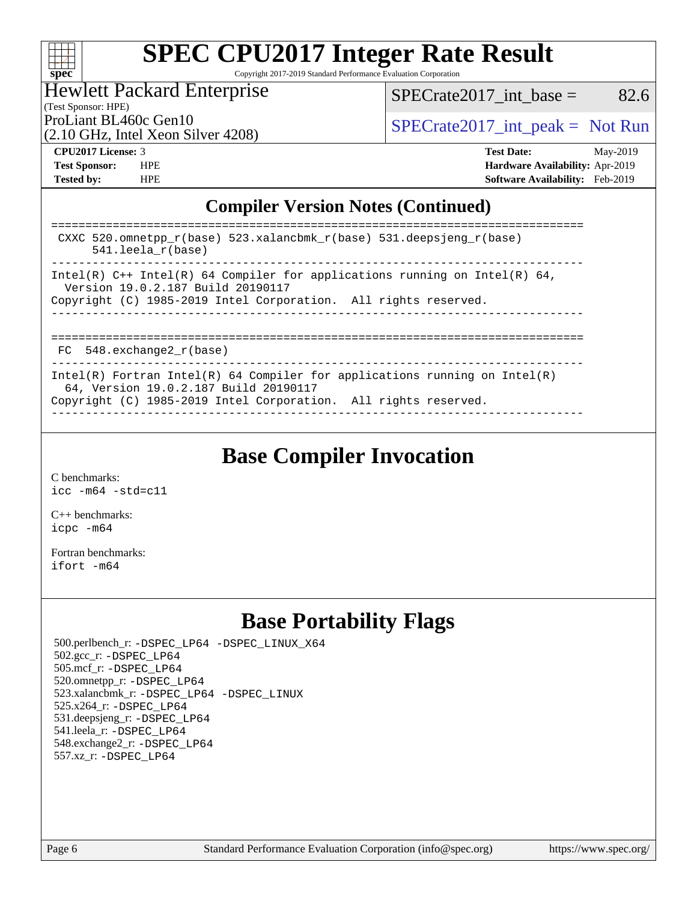# SPEC CPU2017 Integer Rate Result

Copyright 2017-2019 Standard Performance Evaluation Corporation

Hewlett Packard Enterprise
(Test Sponsor: HPE)

ProLiant BL460c Gen10
(2.10 GHz, Intel Xeon Silver 4208)

SPECrate2017_int_base = 82.6

SPECrate2017_int_peak = Not Run

**CPU2017 License:** 3
**Test Sponsor:** HPE
**Tested by:** HPE

**Test Date:** May-2019
**Hardware Availability:** Apr-2019
**Software Availability:** Feb-2019

## Compiler Version Notes (Continued)

```
==============================================================================
 CXXC 520.omnetpp_r(base) 523.xalancbmk_r(base) 531.deepsjeng_r(base)
      541.leela_r(base)
------------------------------------------------------------------------------
Intel(R) C++ Intel(R) 64 Compiler for applications running on Intel(R) 64,
  Version 19.0.2.187 Build 20190117
Copyright (C) 1985-2019 Intel Corporation.  All rights reserved.
------------------------------------------------------------------------------

==============================================================================
 FC  548.exchange2_r(base)
------------------------------------------------------------------------------
Intel(R) Fortran Intel(R) 64 Compiler for applications running on Intel(R)
  64, Version 19.0.2.187 Build 20190117
Copyright (C) 1985-2019 Intel Corporation.  All rights reserved.
------------------------------------------------------------------------------
```

## Base Compiler Invocation

C benchmarks:
`icc -m64 -std=c11`

C++ benchmarks:
`icpc -m64`

Fortran benchmarks:
`ifort -m64`

## Base Portability Flags

500.perlbench_r: -DSPEC_LP64 -DSPEC_LINUX_X64
502.gcc_r: -DSPEC_LP64
505.mcf_r: -DSPEC_LP64
520.omnetpp_r: -DSPEC_LP64
523.xalancbmk_r: -DSPEC_LP64 -DSPEC_LINUX
525.x264_r: -DSPEC_LP64
531.deepsjeng_r: -DSPEC_LP64
541.leela_r: -DSPEC_LP64
548.exchange2_r: -DSPEC_LP64
557.xz_r: -DSPEC_LP64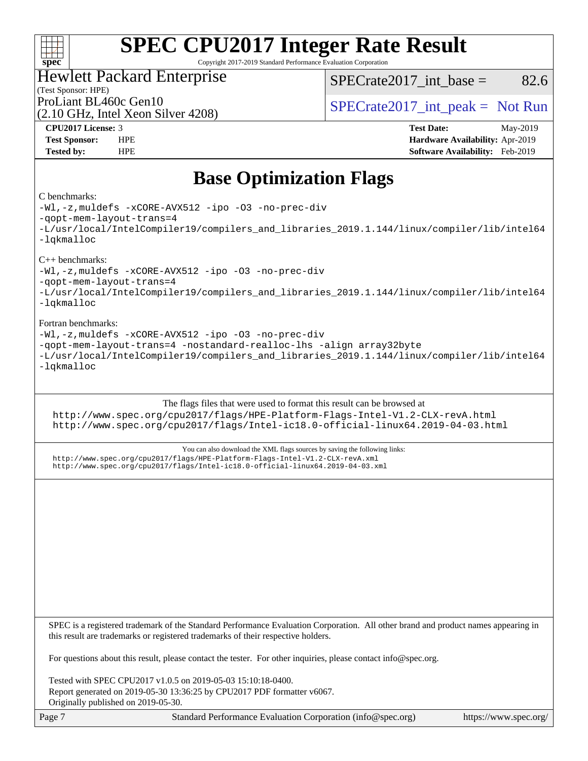Hewlett Packard Enterprise
(Test Sponsor: HPE)
ProLiant BL460c Gen10
(2.10 GHz, Intel Xeon Silver 4208)

SPECrate2017_int_base = 82.6

SPECrate2017_int_peak = Not Run

**CPU2017 License:** 3
**Test Sponsor:** HPE
**Tested by:** HPE

**Test Date:** May-2019
**Hardware Availability:** Apr-2019
**Software Availability:** Feb-2019

# Base Optimization Flags

C benchmarks:

```
-Wl,-z,muldefs -xCORE-AVX512 -ipo -O3 -no-prec-div
-qopt-mem-layout-trans=4
-L/usr/local/IntelCompiler19/compilers_and_libraries_2019.1.144/linux/compiler/lib/intel64
-lqkmalloc
```

C++ benchmarks:

```
-Wl,-z,muldefs -xCORE-AVX512 -ipo -O3 -no-prec-div
-qopt-mem-layout-trans=4
-L/usr/local/IntelCompiler19/compilers_and_libraries_2019.1.144/linux/compiler/lib/intel64
-lqkmalloc
```

Fortran benchmarks:

```
-Wl,-z,muldefs -xCORE-AVX512 -ipo -O3 -no-prec-div
-qopt-mem-layout-trans=4 -nostandard-realloc-lhs -align array32byte
-L/usr/local/IntelCompiler19/compilers_and_libraries_2019.1.144/linux/compiler/lib/intel64
-lqkmalloc
```

The flags files that were used to format this result can be browsed at
http://www.spec.org/cpu2017/flags/HPE-Platform-Flags-Intel-V1.2-CLX-revA.html
http://www.spec.org/cpu2017/flags/Intel-ic18.0-official-linux64.2019-04-03.html

You can also download the XML flags sources by saving the following links:
http://www.spec.org/cpu2017/flags/HPE-Platform-Flags-Intel-V1.2-CLX-revA.xml
http://www.spec.org/cpu2017/flags/Intel-ic18.0-official-linux64.2019-04-03.xml

SPEC is a registered trademark of the Standard Performance Evaluation Corporation. All other brand and product names appearing in this result are trademarks or registered trademarks of their respective holders.

For questions about this result, please contact the tester. For other inquiries, please contact info@spec.org.

Tested with SPEC CPU2017 v1.0.5 on 2019-05-03 15:10:18-0400.
Report generated on 2019-05-30 13:36:25 by CPU2017 PDF formatter v6067.
Originally published on 2019-05-30.